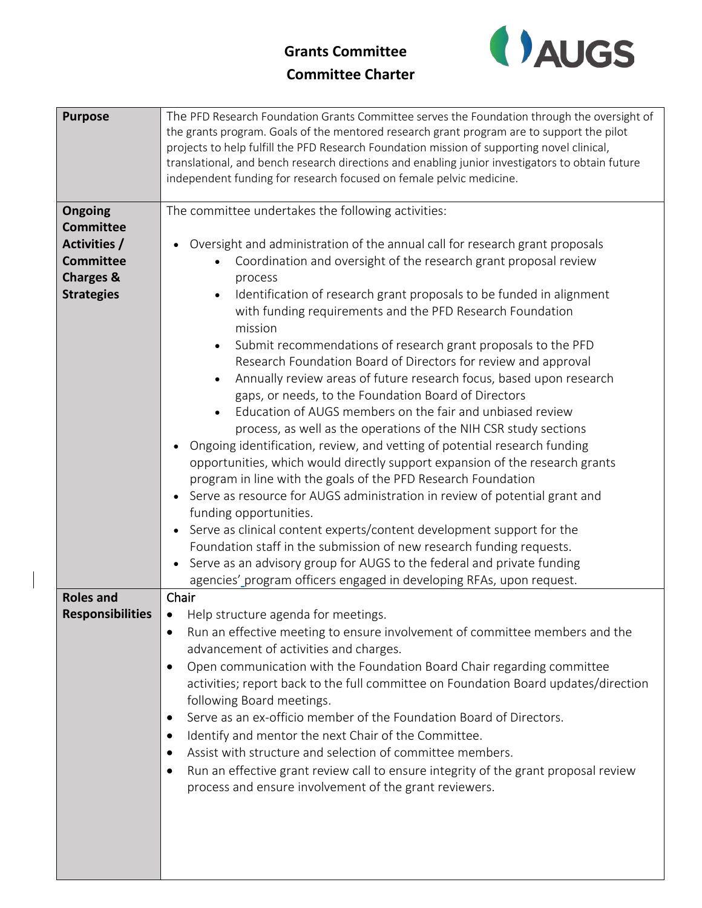# Grants Committee

## Committee Charter

| | |
|---|---|
| **Purpose** | The PFD Research Foundation Grants Committee serves the Foundation through the oversight of the grants program. Goals of the mentored research grant program are to support the pilot projects to help fulfill the PFD Research Foundation mission of supporting novel clinical, translational, and bench research directions and enabling junior investigators to obtain future independent funding for research focused on female pelvic medicine. |
| **Ongoing Committee Activities / Committee Charges & Strategies** | The committee undertakes the following activities:<br><br>• Oversight and administration of the annual call for research grant proposals<br>&nbsp;&nbsp;&nbsp;&nbsp;• Coordination and oversight of the research grant proposal review process<br>&nbsp;&nbsp;&nbsp;&nbsp;• Identification of research grant proposals to be funded in alignment with funding requirements and the PFD Research Foundation mission<br>&nbsp;&nbsp;&nbsp;&nbsp;• Submit recommendations of research grant proposals to the PFD Research Foundation Board of Directors for review and approval<br>&nbsp;&nbsp;&nbsp;&nbsp;• Annually review areas of future research focus, based upon research gaps, or needs, to the Foundation Board of Directors<br>&nbsp;&nbsp;&nbsp;&nbsp;• Education of AUGS members on the fair and unbiased review process, as well as the operations of the NIH CSR study sections<br>• Ongoing identification, review, and vetting of potential research funding opportunities, which would directly support expansion of the research grants program in line with the goals of the PFD Research Foundation<br>• Serve as resource for AUGS administration in review of potential grant and funding opportunities.<br>• Serve as clinical content experts/content development support for the Foundation staff in the submission of new research funding requests.<br>• Serve as an advisory group for AUGS to the federal and private funding agencies' program officers engaged in developing RFAs, upon request. |
| **Roles and Responsibilities** | Chair<br>• Help structure agenda for meetings.<br>• Run an effective meeting to ensure involvement of committee members and the advancement of activities and charges.<br>• Open communication with the Foundation Board Chair regarding committee activities; report back to the full committee on Foundation Board updates/direction following Board meetings.<br>• Serve as an ex-officio member of the Foundation Board of Directors.<br>• Identify and mentor the next Chair of the Committee.<br>• Assist with structure and selection of committee members.<br>• Run an effective grant review call to ensure integrity of the grant proposal review process and ensure involvement of the grant reviewers. |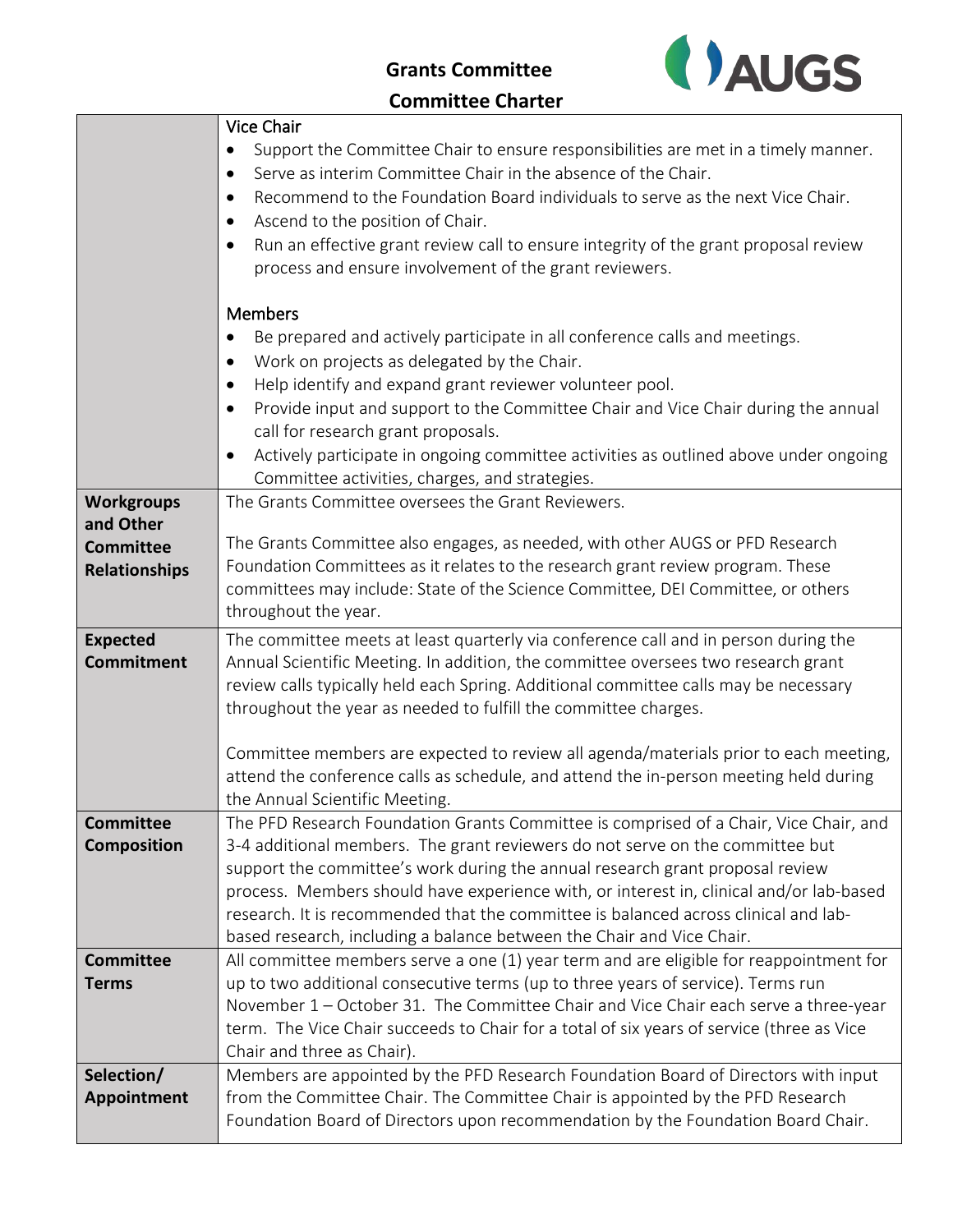# Grants Committee

## Committee Charter

| | |
|---|---|
| | Vice Chair<br>• Support the Committee Chair to ensure responsibilities are met in a timely manner.<br>• Serve as interim Committee Chair in the absence of the Chair.<br>• Recommend to the Foundation Board individuals to serve as the next Vice Chair.<br>• Ascend to the position of Chair.<br>• Run an effective grant review call to ensure integrity of the grant proposal review process and ensure involvement of the grant reviewers.<br><br>Members<br>• Be prepared and actively participate in all conference calls and meetings.<br>• Work on projects as delegated by the Chair.<br>• Help identify and expand grant reviewer volunteer pool.<br>• Provide input and support to the Committee Chair and Vice Chair during the annual call for research grant proposals.<br>• Actively participate in ongoing committee activities as outlined above under ongoing Committee activities, charges, and strategies. |
| **Workgroups and Other Committee Relationships** | The Grants Committee oversees the Grant Reviewers.<br><br>The Grants Committee also engages, as needed, with other AUGS or PFD Research Foundation Committees as it relates to the research grant review program. These committees may include: State of the Science Committee, DEI Committee, or others throughout the year. |
| **Expected Commitment** | The committee meets at least quarterly via conference call and in person during the Annual Scientific Meeting. In addition, the committee oversees two research grant review calls typically held each Spring. Additional committee calls may be necessary throughout the year as needed to fulfill the committee charges.<br><br>Committee members are expected to review all agenda/materials prior to each meeting, attend the conference calls as schedule, and attend the in-person meeting held during the Annual Scientific Meeting. |
| **Committee Composition** | The PFD Research Foundation Grants Committee is comprised of a Chair, Vice Chair, and 3-4 additional members. The grant reviewers do not serve on the committee but support the committee's work during the annual research grant proposal review process. Members should have experience with, or interest in, clinical and/or lab-based research. It is recommended that the committee is balanced across clinical and lab-based research, including a balance between the Chair and Vice Chair. |
| **Committee Terms** | All committee members serve a one (1) year term and are eligible for reappointment for up to two additional consecutive terms (up to three years of service). Terms run November 1 – October 31. The Committee Chair and Vice Chair each serve a three-year term. The Vice Chair succeeds to Chair for a total of six years of service (three as Vice Chair and three as Chair). |
| **Selection/ Appointment** | Members are appointed by the PFD Research Foundation Board of Directors with input from the Committee Chair. The Committee Chair is appointed by the PFD Research Foundation Board of Directors upon recommendation by the Foundation Board Chair. |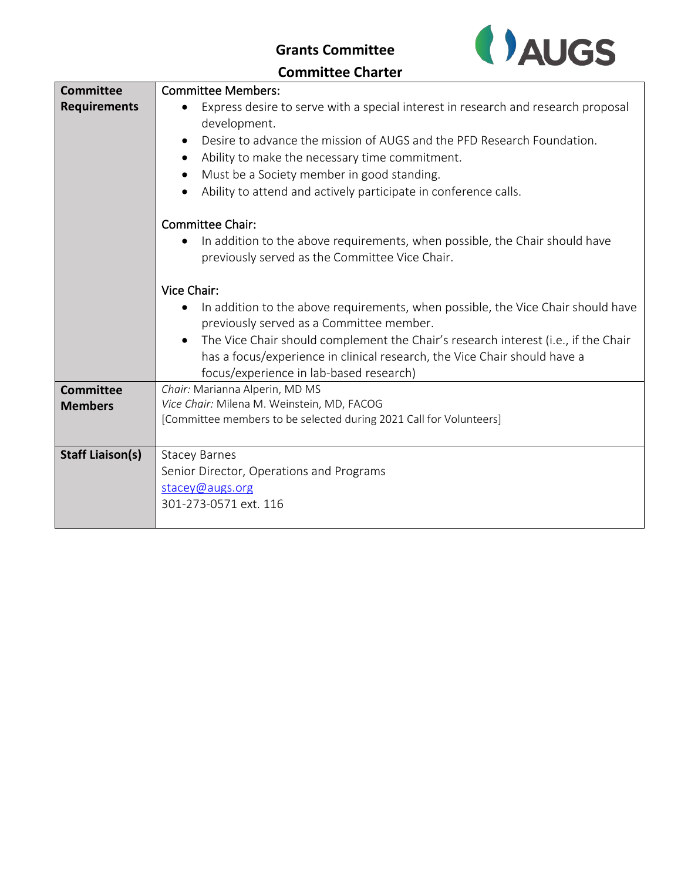**Grants Committee**

**Committee Charter**

| | |
|---|---|
| **Committee Requirements** | Committee Members:<br>• Express desire to serve with a special interest in research and research proposal development.<br>• Desire to advance the mission of AUGS and the PFD Research Foundation.<br>• Ability to make the necessary time commitment.<br>• Must be a Society member in good standing.<br>• Ability to attend and actively participate in conference calls.<br><br>Committee Chair:<br>• In addition to the above requirements, when possible, the Chair should have previously served as the Committee Vice Chair.<br><br>Vice Chair:<br>• In addition to the above requirements, when possible, the Vice Chair should have previously served as a Committee member.<br>• The Vice Chair should complement the Chair's research interest (i.e., if the Chair has a focus/experience in clinical research, the Vice Chair should have a focus/experience in lab-based research) |
| **Committee Members** | *Chair:* Marianna Alperin, MD MS<br>*Vice Chair:* Milena M. Weinstein, MD, FACOG<br>[Committee members to be selected during 2021 Call for Volunteers] |
| **Staff Liaison(s)** | Stacey Barnes<br>Senior Director, Operations and Programs<br>stacey@augs.org<br>301-273-0571 ext. 116 |